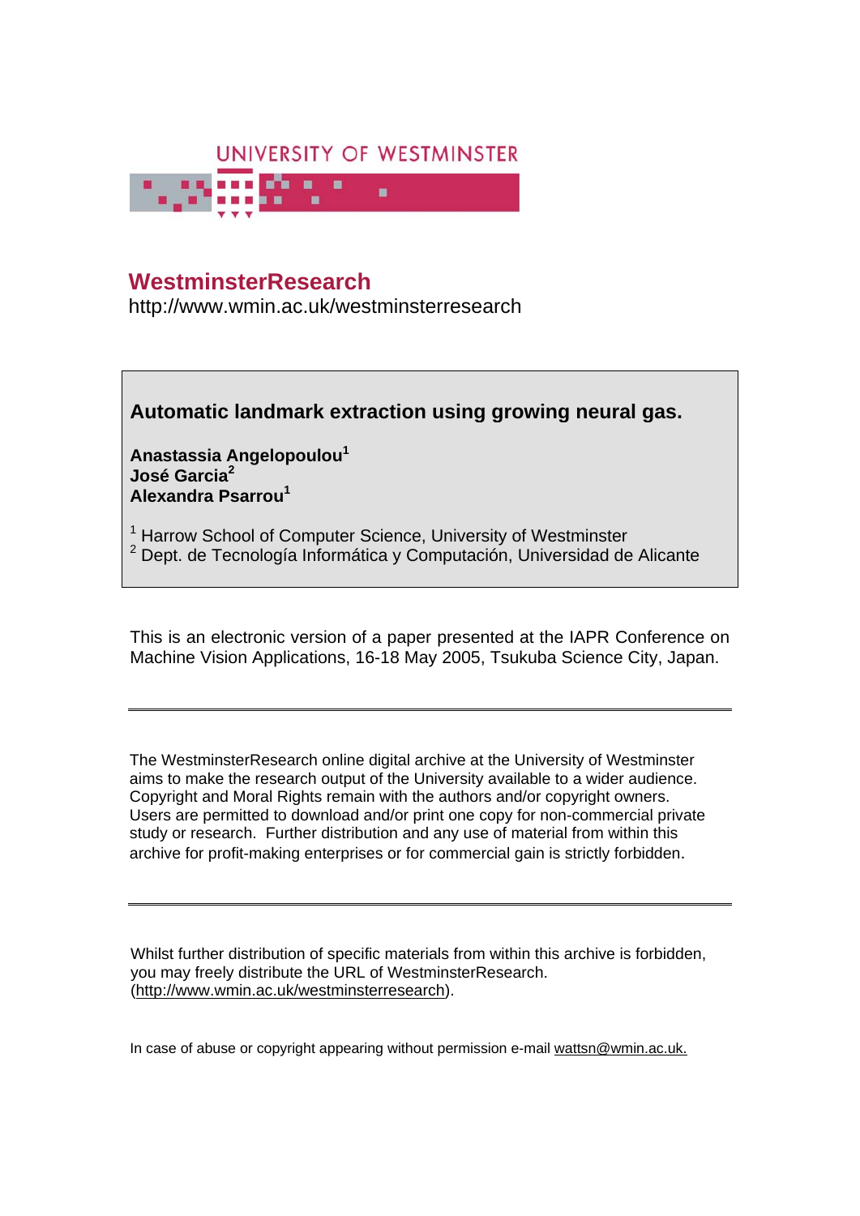UNIVERSITY OF WESTMINSTER

# WestminsterResearch

http://www.wmin.ac.uk/westminsterresearch

## Automatic landmark extraction using growing neural gas.

**Anastassia Angelopoulou[1]**
**José Garcia[2]**
**Alexandra Psarrou[1]**

[1] Harrow School of Computer Science, University of Westminster
[2] Dept. de Tecnología Informática y Computación, Universidad de Alicante

This is an electronic version of a paper presented at the IAPR Conference on Machine Vision Applications, 16-18 May 2005, Tsukuba Science City, Japan.

---

The WestminsterResearch online digital archive at the University of Westminster aims to make the research output of the University available to a wider audience. Copyright and Moral Rights remain with the authors and/or copyright owners. Users are permitted to download and/or print one copy for non-commercial private study or research. Further distribution and any use of material from within this archive for profit-making enterprises or for commercial gain is strictly forbidden.

---

Whilst further distribution of specific materials from within this archive is forbidden, you may freely distribute the URL of WestminsterResearch. (http://www.wmin.ac.uk/westminsterresearch).

In case of abuse or copyright appearing without permission e-mail wattsn@wmin.ac.uk.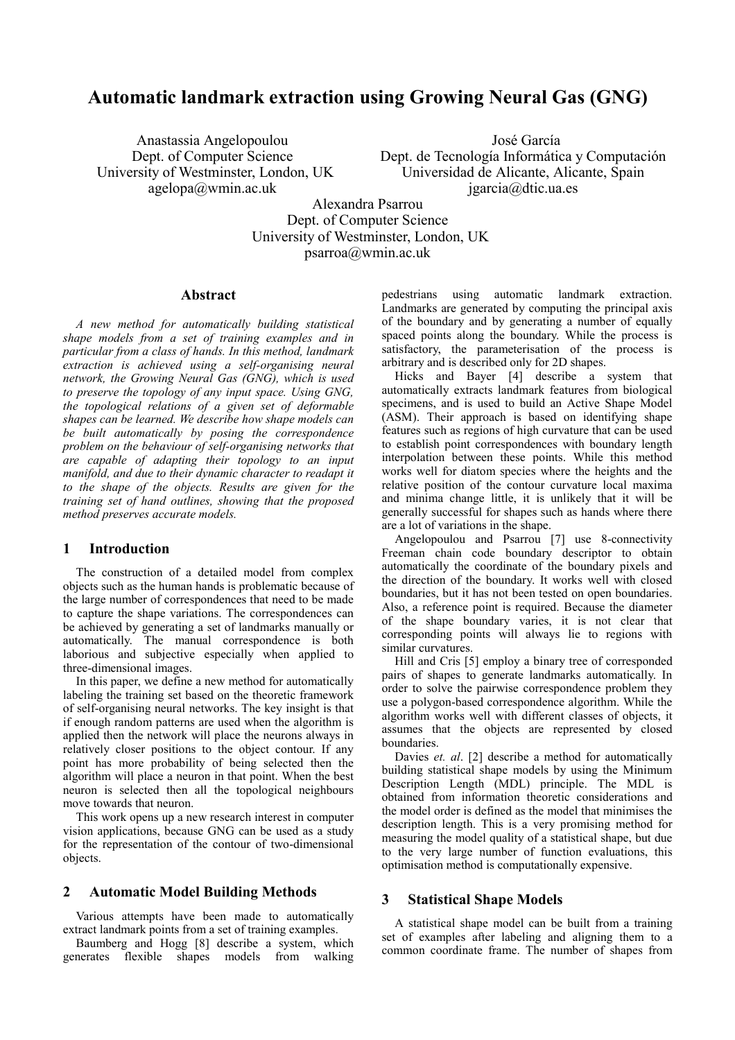# Automatic landmark extraction using Growing Neural Gas (GNG)

Anastassia Angelopoulou
Dept. of Computer Science
University of Westminster, London, UK
agelopa@wmin.ac.uk

José García
Dept. de Tecnología Informática y Computación
Universidad de Alicante, Alicante, Spain
jgarcia@dtic.ua.es

Alexandra Psarrou
Dept. of Computer Science
University of Westminster, London, UK
psarroa@wmin.ac.uk

## Abstract

*A new method for automatically building statistical shape models from a set of training examples and in particular from a class of hands. In this method, landmark extraction is achieved using a self-organising neural network, the Growing Neural Gas (GNG), which is used to preserve the topology of any input space. Using GNG, the topological relations of a given set of deformable shapes can be learned. We describe how shape models can be built automatically by posing the correspondence problem on the behaviour of self-organising networks that are capable of adapting their topology to an input manifold, and due to their dynamic character to readapt it to the shape of the objects. Results are given for the training set of hand outlines, showing that the proposed method preserves accurate models.*

## 1 Introduction

The construction of a detailed model from complex objects such as the human hands is problematic because of the large number of correspondences that need to be made to capture the shape variations. The correspondences can be achieved by generating a set of landmarks manually or automatically. The manual correspondence is both laborious and subjective especially when applied to three-dimensional images.

In this paper, we define a new method for automatically labeling the training set based on the theoretic framework of self-organising neural networks. The key insight is that if enough random patterns are used when the algorithm is applied then the network will place the neurons always in relatively closer positions to the object contour. If any point has more probability of being selected then the algorithm will place a neuron in that point. When the best neuron is selected then all the topological neighbours move towards that neuron.

This work opens up a new research interest in computer vision applications, because GNG can be used as a study for the representation of the contour of two-dimensional objects.

## 2 Automatic Model Building Methods

Various attempts have been made to automatically extract landmark points from a set of training examples.

Baumberg and Hogg [8] describe a system, which generates flexible shapes models from walking pedestrians using automatic landmark extraction. Landmarks are generated by computing the principal axis of the boundary and by generating a number of equally spaced points along the boundary. While the process is satisfactory, the parameterisation of the process is arbitrary and is described only for 2D shapes.

Hicks and Bayer [4] describe a system that automatically extracts landmark features from biological specimens, and is used to build an Active Shape Model (ASM). Their approach is based on identifying shape features such as regions of high curvature that can be used to establish point correspondences with boundary length interpolation between these points. While this method works well for diatom species where the heights and the relative position of the contour curvature local maxima and minima change little, it is unlikely that it will be generally successful for shapes such as hands where there are a lot of variations in the shape.

Angelopoulou and Psarrou [7] use 8-connectivity Freeman chain code boundary descriptor to obtain automatically the coordinate of the boundary pixels and the direction of the boundary. It works well with closed boundaries, but it has not been tested on open boundaries. Also, a reference point is required. Because the diameter of the shape boundary varies, it is not clear that corresponding points will always lie to regions with similar curvatures.

Hill and Cris [5] employ a binary tree of corresponded pairs of shapes to generate landmarks automatically. In order to solve the pairwise correspondence problem they use a polygon-based correspondence algorithm. While the algorithm works well with different classes of objects, it assumes that the objects are represented by closed boundaries.

Davies *et. al*. [2] describe a method for automatically building statistical shape models by using the Minimum Description Length (MDL) principle. The MDL is obtained from information theoretic considerations and the model order is defined as the model that minimises the description length. This is a very promising method for measuring the model quality of a statistical shape, but due to the very large number of function evaluations, this optimisation method is computationally expensive.

## 3 Statistical Shape Models

A statistical shape model can be built from a training set of examples after labeling and aligning them to a common coordinate frame. The number of shapes from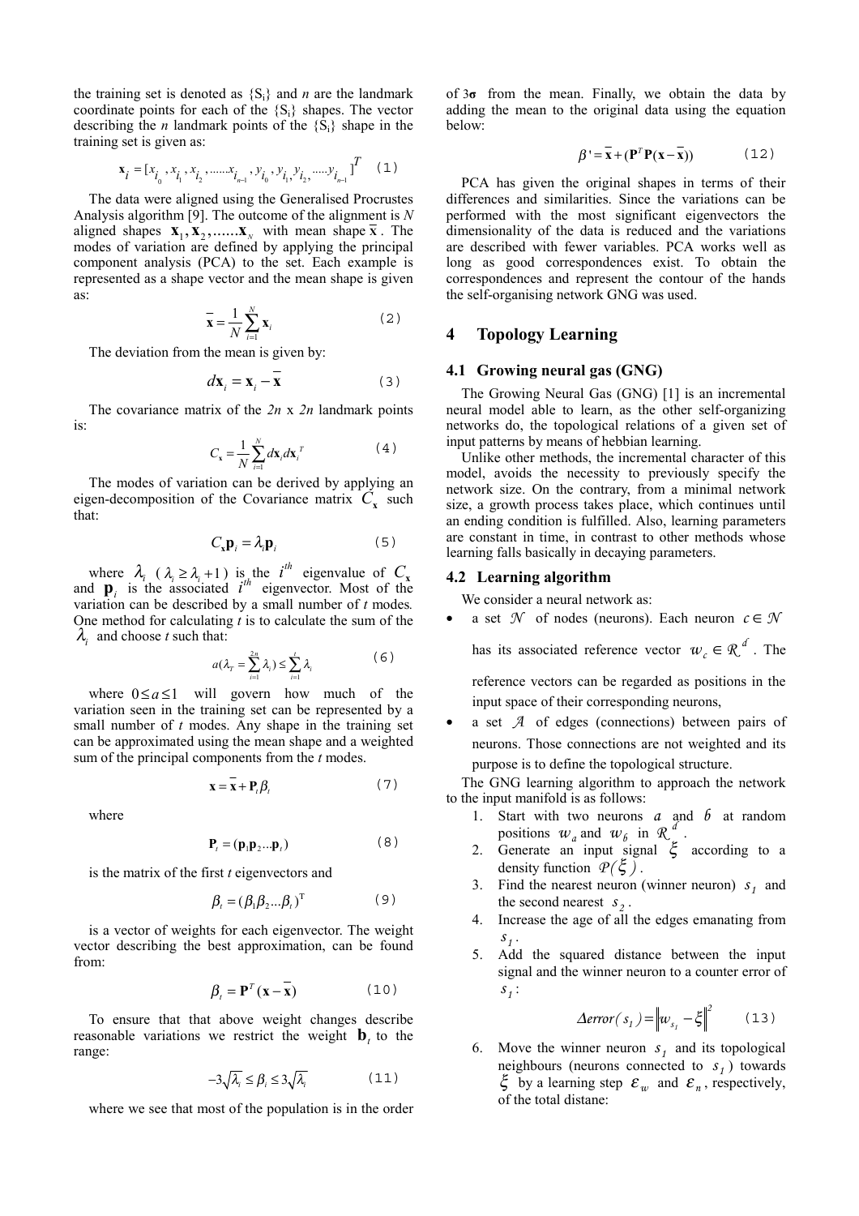the training set is denoted as {S$_i$} and $n$ are the landmark coordinate points for each of the {S$_i$} shapes. The vector describing the $n$ landmark points of the {S$_i$} shape in the training set is given as:

$$\mathbf{x}_i = [x_{i_0}, x_{i_1}, x_{i_2}, ......x_{i_{n-1}}, y_{i_0}, y_{i_1}, y_{i_2}, .....y_{i_{n-1}}]^T \quad (1)$$

The data were aligned using the Generalised Procrustes Analysis algorithm [9]. The outcome of the alignment is $N$ aligned shapes $\mathbf{x}_1, \mathbf{x}_2, ......\mathbf{x}_N$ with mean shape $\bar{\mathbf{x}}$. The modes of variation are defined by applying the principal component analysis (PCA) to the set. Each example is represented as a shape vector and the mean shape is given as:

$$\bar{\mathbf{x}} = \frac{1}{N}\sum_{i=1}^{N}\mathbf{x}_i \quad (2)$$

The deviation from the mean is given by:

$$d\mathbf{x}_i = \mathbf{x}_i - \bar{\mathbf{x}} \quad (3)$$

The covariance matrix of the $2n$ x $2n$ landmark points is:

$$C_{\mathbf{x}} = \frac{1}{N}\sum_{i=1}^{N} d\mathbf{x}_i d\mathbf{x}_i^T \quad (4)$$

The modes of variation can be derived by applying an eigen-decomposition of the Covariance matrix $C_{\mathbf{x}}$ such that:

$$C_{\mathbf{x}}\mathbf{p}_i = \lambda_i \mathbf{p}_i \quad (5)$$

where $\lambda_i$ ($\lambda_i \geq \lambda_i + 1$) is the $i^{th}$ eigenvalue of $C_{\mathbf{x}}$ and $\mathbf{p}_i$ is the associated $i^{th}$ eigenvector. Most of the variation can be described by a small number of $t$ modes. One method for calculating $t$ is to calculate the sum of the $\lambda_i$ and choose $t$ such that:

$$a(\lambda_T = \sum_{i=1}^{2n}\lambda_i) \leq \sum_{i=1}^{t}\lambda_i \quad (6)$$

where $0 \leq a \leq 1$ will govern how much of the variation seen in the training set can be represented by a small number of $t$ modes. Any shape in the training set can be approximated using the mean shape and a weighted sum of the principal components from the $t$ modes.

$$\mathbf{x} = \bar{\mathbf{x}} + \mathbf{P}_t\beta_t \quad (7)$$

where

$$\mathbf{P}_t = (\mathbf{p}_1\mathbf{p}_2...\mathbf{p}_t) \quad (8)$$

is the matrix of the first $t$ eigenvectors and

$$\beta_t = (\beta_1\beta_2...\beta_t)^{\mathrm{T}} \quad (9)$$

is a vector of weights for each eigenvector. The weight vector describing the best approximation, can be found from:

$$\beta_t = \mathbf{P}^T(\mathbf{x} - \bar{\mathbf{x}}) \quad (10)$$

To ensure that that above weight changes describe reasonable variations we restrict the weight $\mathbf{b}_t$ to the range:

$$-3\sqrt{\lambda_i} \leq \beta_i \leq 3\sqrt{\lambda_i} \quad (11)$$

where we see that most of the population is in the order of $3\boldsymbol{\sigma}$ from the mean. Finally, we obtain the data by adding the mean to the original data using the equation below:

$$\beta' = \bar{\mathbf{x}} + (\mathbf{P}^T\mathbf{P}(\mathbf{x} - \bar{\mathbf{x}})) \quad (12)$$

PCA has given the original shapes in terms of their differences and similarities. Since the variations can be performed with the most significant eigenvectors the dimensionality of the data is reduced and the variations are described with fewer variables. PCA works well as long as good correspondences exist. To obtain the correspondences and represent the contour of the hands the self-organising network GNG was used.

## 4 Topology Learning

### 4.1 Growing neural gas (GNG)

The Growing Neural Gas (GNG) [1] is an incremental neural model able to learn, as the other self-organizing networks do, the topological relations of a given set of input patterns by means of hebbian learning.

Unlike other methods, the incremental character of this model, avoids the necessity to previously specify the network size. On the contrary, from a minimal network size, a growth process takes place, which continues until an ending condition is fulfilled. Also, learning parameters are constant in time, in contrast to other methods whose learning falls basically in decaying parameters.

### 4.2 Learning algorithm

We consider a neural network as:

- a set $\mathcal{N}$ of nodes (neurons). Each neuron $c \in \mathcal{N}$ has its associated reference vector $w_c \in \mathcal{R}^d$. The reference vectors can be regarded as positions in the input space of their corresponding neurons,
- a set $\mathcal{A}$ of edges (connections) between pairs of neurons. Those connections are not weighted and its purpose is to define the topological structure.

The GNG learning algorithm to approach the network to the input manifold is as follows:

1. Start with two neurons $a$ and $b$ at random positions $w_a$ and $w_b$ in $\mathcal{R}^d$.
2. Generate an input signal $\xi$ according to a density function $P(\xi)$.
3. Find the nearest neuron (winner neuron) $s_1$ and the second nearest $s_2$.
4. Increase the age of all the edges emanating from $s_1$.
5. Add the squared distance between the input signal and the winner neuron to a counter error of $s_1$:

$$\Delta error(s_1) = \left\| w_{s_1} - \xi \right\|^2 \quad (13)$$

6. Move the winner neuron $s_1$ and its topological neighbours (neurons connected to $s_1$) towards $\xi$ by a learning step $\varepsilon_w$ and $\varepsilon_n$, respectively, of the total distane: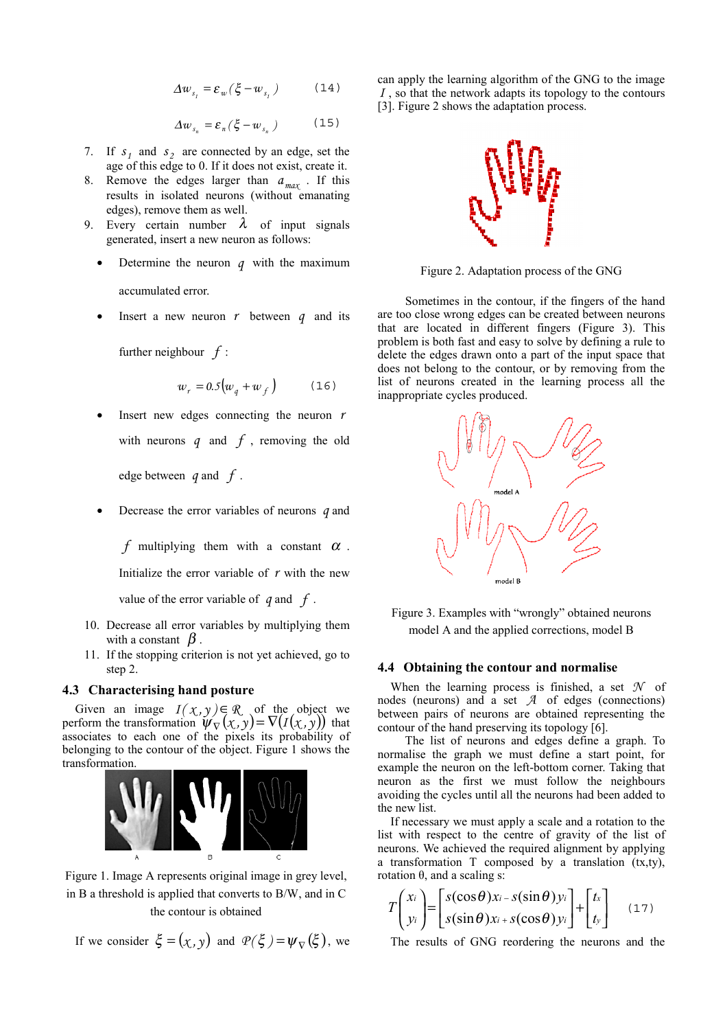$$\Delta w_{s_1} = \varepsilon_w(\xi - w_{s_1}) \qquad (14)$$

$$\Delta w_{s_n} = \varepsilon_n(\xi - w_{s_n}) \qquad (15)$$

7. If $s_1$ and $s_2$ are connected by an edge, set the age of this edge to 0. If it does not exist, create it.
8. Remove the edges larger than $a_{max}$. If this results in isolated neurons (without emanating edges), remove them as well.
9. Every certain number $\lambda$ of input signals generated, insert a new neuron as follows:
   - Determine the neuron $q$ with the maximum accumulated error.
   - Insert a new neuron $r$ between $q$ and its further neighbour $f$:

     $$w_r = 0.5(w_q + w_f) \qquad (16)$$

   - Insert new edges connecting the neuron $r$ with neurons $q$ and $f$, removing the old edge between $q$ and $f$.
   - Decrease the error variables of neurons $q$ and $f$ multiplying them with a constant $\alpha$. Initialize the error variable of $r$ with the new value of the error variable of $q$ and $f$.
10. Decrease all error variables by multiplying them with a constant $\beta$.
11. If the stopping criterion is not yet achieved, go to step 2.

### 4.3 Characterising hand posture

Given an image $I(x,y) \in \mathcal{R}$ of the object we perform the transformation $\psi_\nabla(x,y) = \nabla(I(x,y))$ that associates to each one of the pixels its probability of belonging to the contour of the object. Figure 1 shows the transformation.

Figure 1. Image A represents original image in grey level, in B a threshold is applied that converts to B/W, and in C the contour is obtained

If we consider $\xi = (x,y)$ and $\mathcal{P}(\xi) = \psi_\nabla(\xi)$, we can apply the learning algorithm of the GNG to the image $I$, so that the network adapts its topology to the contours [3]. Figure 2 shows the adaptation process.

Figure 2. Adaptation process of the GNG

Sometimes in the contour, if the fingers of the hand are too close wrong edges can be created between neurons that are located in different fingers (Figure 3). This problem is both fast and easy to solve by defining a rule to delete the edges drawn onto a part of the input space that does not belong to the contour, or by removing from the list of neurons created in the learning process all the inappropriate cycles produced.

Figure 3. Examples with "wrongly" obtained neurons model A and the applied corrections, model B

### 4.4 Obtaining the contour and normalise

When the learning process is finished, a set $\mathcal{N}$ of nodes (neurons) and a set $\mathcal{A}$ of edges (connections) between pairs of neurons are obtained representing the contour of the hand preserving its topology [6].

The list of neurons and edges define a graph. To normalise the graph we must define a start point, for example the neuron on the left-bottom corner. Taking that neuron as the first we must follow the neighbours avoiding the cycles until all the neurons had been added to the new list.

If necessary we must apply a scale and a rotation to the list with respect to the centre of gravity of the list of neurons. We achieved the required alignment by applying a transformation T composed by a translation (tx,ty), rotation θ, and a scaling s:

$$T\begin{pmatrix} x_i \\ y_i \end{pmatrix} = \begin{bmatrix} s(\cos\theta)x_i - s(\sin\theta)y_i \\ s(\sin\theta)x_i + s(\cos\theta)y_i \end{bmatrix} + \begin{bmatrix} t_x \\ t_y \end{bmatrix} \qquad (17)$$

The results of GNG reordering the neurons and the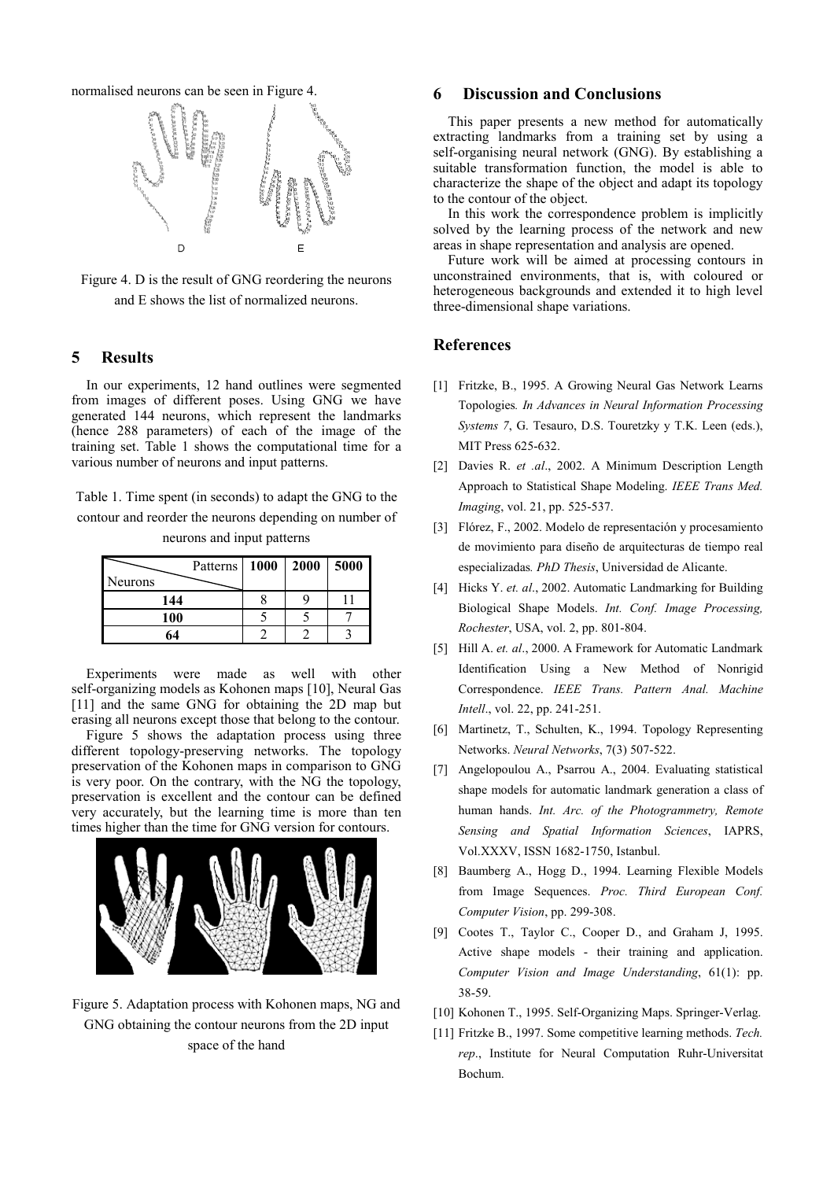normalised neurons can be seen in Figure 4.

D E

Figure 4. D is the result of GNG reordering the neurons and E shows the list of normalized neurons.

## 5 Results

In our experiments, 12 hand outlines were segmented from images of different poses. Using GNG we have generated 144 neurons, which represent the landmarks (hence 288 parameters) of each of the image of the training set. Table 1 shows the computational time for a various number of neurons and input patterns.

Table 1. Time spent (in seconds) to adapt the GNG to the contour and reorder the neurons depending on number of neurons and input patterns

| Neurons \ Patterns | 1000 | 2000 | 5000 |
|---|---|---|---|
| 144 | 8 | 9 | 11 |
| 100 | 5 | 5 | 7 |
| 64 | 2 | 2 | 3 |

Experiments were made as well with other self-organizing models as Kohonen maps [10], Neural Gas [11] and the same GNG for obtaining the 2D map but erasing all neurons except those that belong to the contour.

Figure 5 shows the adaptation process using three different topology-preserving networks. The topology preservation of the Kohonen maps in comparison to GNG is very poor. On the contrary, with the NG the topology, preservation is excellent and the contour can be defined very accurately, but the learning time is more than ten times higher than the time for GNG version for contours.

Figure 5. Adaptation process with Kohonen maps, NG and GNG obtaining the contour neurons from the 2D input space of the hand

## 6 Discussion and Conclusions

This paper presents a new method for automatically extracting landmarks from a training set by using a self-organising neural network (GNG). By establishing a suitable transformation function, the model is able to characterize the shape of the object and adapt its topology to the contour of the object.

In this work the correspondence problem is implicitly solved by the learning process of the network and new areas in shape representation and analysis are opened.

Future work will be aimed at processing contours in unconstrained environments, that is, with coloured or heterogeneous backgrounds and extended it to high level three-dimensional shape variations.

## References

[1] Fritzke, B., 1995. A Growing Neural Gas Network Learns Topologies*. In Advances in Neural Information Processing Systems 7*, G. Tesauro, D.S. Touretzky y T.K. Leen (eds.), MIT Press 625-632.

[2] Davies R. *et .al*., 2002. A Minimum Description Length Approach to Statistical Shape Modeling. *IEEE Trans Med. Imaging*, vol. 21, pp. 525-537.

[3] Flórez, F., 2002. Modelo de representación y procesamiento de movimiento para diseño de arquitecturas de tiempo real especializadas*. PhD Thesis*, Universidad de Alicante.

[4] Hicks Y. *et. al*., 2002. Automatic Landmarking for Building Biological Shape Models. *Int. Conf. Image Processing, Rochester*, USA, vol. 2, pp. 801-804.

[5] Hill A. *et. al*., 2000. A Framework for Automatic Landmark Identification Using a New Method of Nonrigid Correspondence. *IEEE Trans. Pattern Anal. Machine Intell*., vol. 22, pp. 241-251.

[6] Martinetz, T., Schulten, K., 1994. Topology Representing Networks. *Neural Networks*, 7(3) 507-522.

[7] Angelopoulou A., Psarrou A., 2004. Evaluating statistical shape models for automatic landmark generation a class of human hands. *Int. Arc. of the Photogrammetry, Remote Sensing and Spatial Information Sciences*, IAPRS, Vol.XXXV, ISSN 1682-1750, Istanbul.

[8] Baumberg A., Hogg D., 1994. Learning Flexible Models from Image Sequences. *Proc. Third European Conf. Computer Vision*, pp. 299-308.

[9] Cootes T., Taylor C., Cooper D., and Graham J, 1995. Active shape models - their training and application. *Computer Vision and Image Understanding*, 61(1): pp. 38-59.

[10] Kohonen T., 1995. Self-Organizing Maps. Springer-Verlag.

[11] Fritzke B., 1997. Some competitive learning methods. *Tech. rep*., Institute for Neural Computation Ruhr-Universitat Bochum.